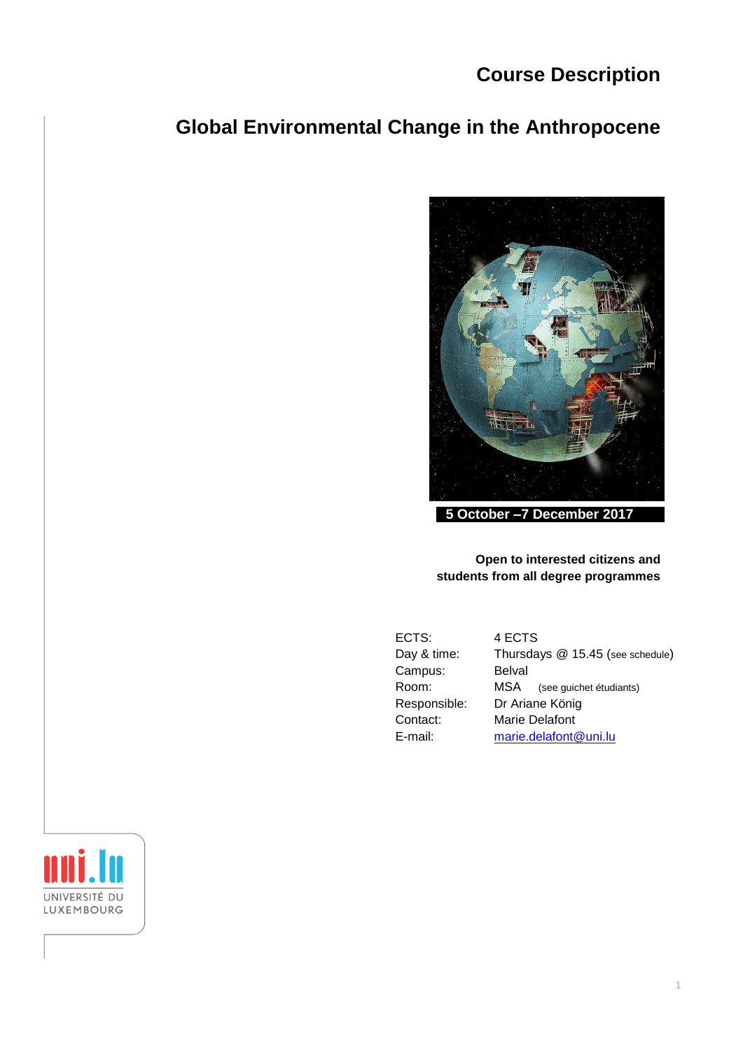# Course Description

## Global Environmental Change in the Anthropocene

**5 October –7 December 2017**

**Open to interested citizens and students from all degree programmes**

| | |
|---|---|
| ECTS: | 4 ECTS |
| Day & time: | Thursdays @ 15.45 (see schedule) |
| Campus: | Belval |
| Room: | MSA (see guichet étudiants) |
| Responsible: | Dr Ariane König |
| Contact: | Marie Delafont |
| E-mail: | marie.delafont@uni.lu |

UNIVERSITÉ DU LUXEMBOURG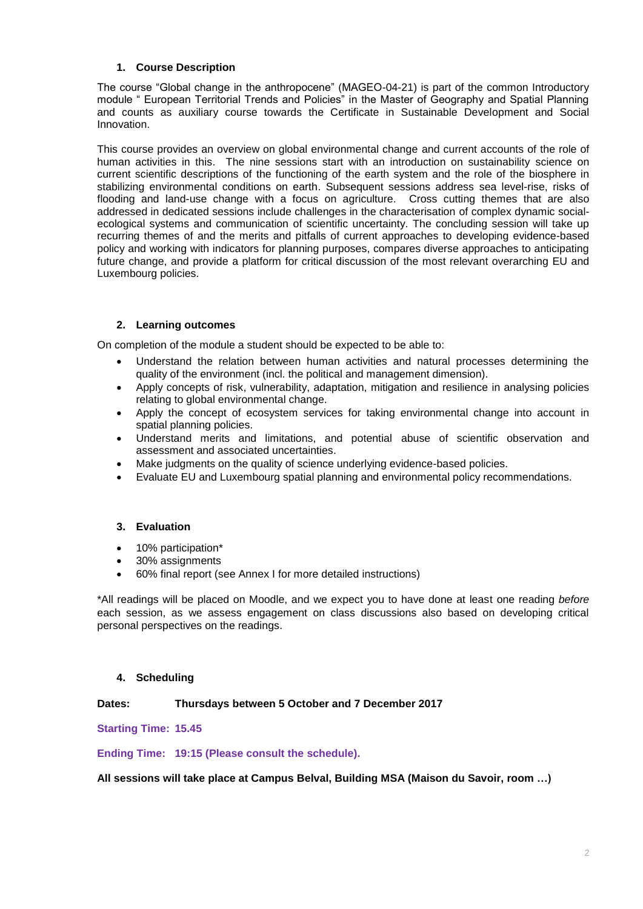## 1. Course Description

The course "Global change in the anthropocene" (MAGEO-04-21) is part of the common Introductory module " European Territorial Trends and Policies" in the Master of Geography and Spatial Planning and counts as auxiliary course towards the Certificate in Sustainable Development and Social Innovation.

This course provides an overview on global environmental change and current accounts of the role of human activities in this. The nine sessions start with an introduction on sustainability science on current scientific descriptions of the functioning of the earth system and the role of the biosphere in stabilizing environmental conditions on earth. Subsequent sessions address sea level-rise, risks of flooding and land-use change with a focus on agriculture. Cross cutting themes that are also addressed in dedicated sessions include challenges in the characterisation of complex dynamic social-ecological systems and communication of scientific uncertainty. The concluding session will take up recurring themes of and the merits and pitfalls of current approaches to developing evidence-based policy and working with indicators for planning purposes, compares diverse approaches to anticipating future change, and provide a platform for critical discussion of the most relevant overarching EU and Luxembourg policies.

## 2. Learning outcomes

On completion of the module a student should be expected to be able to:

- Understand the relation between human activities and natural processes determining the quality of the environment (incl. the political and management dimension).
- Apply concepts of risk, vulnerability, adaptation, mitigation and resilience in analysing policies relating to global environmental change.
- Apply the concept of ecosystem services for taking environmental change into account in spatial planning policies.
- Understand merits and limitations, and potential abuse of scientific observation and assessment and associated uncertainties.
- Make judgments on the quality of science underlying evidence-based policies.
- Evaluate EU and Luxembourg spatial planning and environmental policy recommendations.

## 3. Evaluation

- 10% participation*
- 30% assignments
- 60% final report (see Annex I for more detailed instructions)

*All readings will be placed on Moodle, and we expect you to have done at least one reading *before* each session, as we assess engagement on class discussions also based on developing critical personal perspectives on the readings.

## 4. Scheduling

**Dates: Thursdays between 5 October and 7 December 2017**

**Starting Time: 15.45**

**Ending Time: 19:15 (Please consult the schedule).**

**All sessions will take place at Campus Belval, Building MSA (Maison du Savoir, room …)**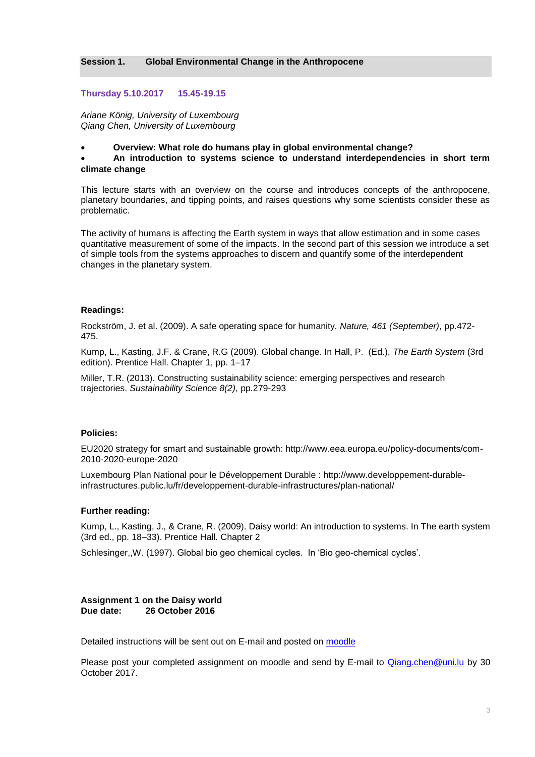## Session 1. Global Environmental Change in the Anthropocene

**Thursday 5.10.2017 15.45-19.15**

*Ariane König, University of Luxembourg*
*Qiang Chen, University of Luxembourg*

- **Overview: What role do humans play in global environmental change?**
- **An introduction to systems science to understand interdependencies in short term climate change**

This lecture starts with an overview on the course and introduces concepts of the anthropocene, planetary boundaries, and tipping points, and raises questions why some scientists consider these as problematic.

The activity of humans is affecting the Earth system in ways that allow estimation and in some cases quantitative measurement of some of the impacts. In the second part of this session we introduce a set of simple tools from the systems approaches to discern and quantify some of the interdependent changes in the planetary system.

### Readings:

Rockström, J. et al. (2009). A safe operating space for humanity. *Nature, 461 (September)*, pp.472-475.

Kump, L., Kasting, J.F. & Crane, R.G (2009). Global change. In Hall, P. (Ed.), *The Earth System* (3rd edition). Prentice Hall. Chapter 1, pp. 1–17

Miller, T.R. (2013). Constructing sustainability science: emerging perspectives and research trajectories. *Sustainability Science 8(2)*, pp.279-293

### Policies:

EU2020 strategy for smart and sustainable growth: http://www.eea.europa.eu/policy-documents/com-2010-2020-europe-2020

Luxembourg Plan National pour le Développement Durable : http://www.developpement-durable-infrastructures.public.lu/fr/developpement-durable-infrastructures/plan-national/

### Further reading:

Kump, L., Kasting, J., & Crane, R. (2009). Daisy world: An introduction to systems. In The earth system (3rd ed., pp. 18–33). Prentice Hall. Chapter 2

Schlesinger,,W. (1997). Global bio geo chemical cycles. In 'Bio geo-chemical cycles'.

**Assignment 1 on the Daisy world**
**Due date: 26 October 2016**

Detailed instructions will be sent out on E-mail and posted on moodle

Please post your completed assignment on moodle and send by E-mail to Qiang.chen@uni.lu by 30 October 2017.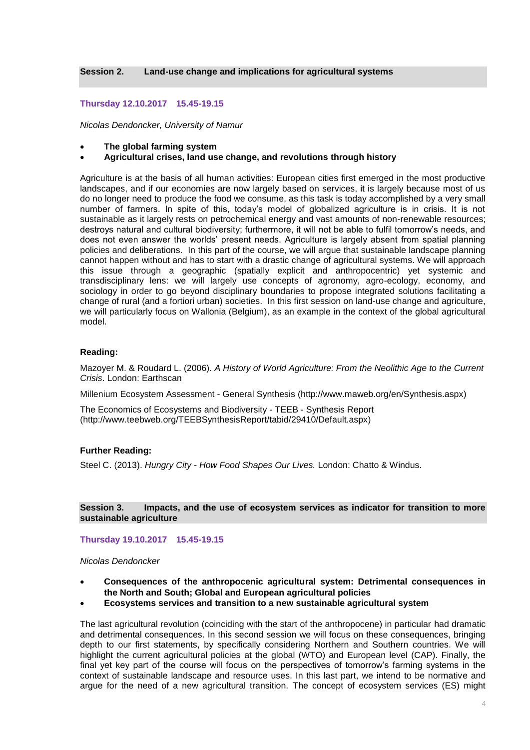## Session 2. Land-use change and implications for agricultural systems

**Thursday 12.10.2017 15.45-19.15**

*Nicolas Dendoncker, University of Namur*

- **The global farming system**
- **Agricultural crises, land use change, and revolutions through history**

Agriculture is at the basis of all human activities: European cities first emerged in the most productive landscapes, and if our economies are now largely based on services, it is largely because most of us do no longer need to produce the food we consume, as this task is today accomplished by a very small number of farmers. In spite of this, today's model of globalized agriculture is in crisis. It is not sustainable as it largely rests on petrochemical energy and vast amounts of non-renewable resources; destroys natural and cultural biodiversity; furthermore, it will not be able to fulfil tomorrow's needs, and does not even answer the worlds' present needs. Agriculture is largely absent from spatial planning policies and deliberations. In this part of the course, we will argue that sustainable landscape planning cannot happen without and has to start with a drastic change of agricultural systems. We will approach this issue through a geographic (spatially explicit and anthropocentric) yet systemic and transdisciplinary lens: we will largely use concepts of agronomy, agro-ecology, economy, and sociology in order to go beyond disciplinary boundaries to propose integrated solutions facilitating a change of rural (and a fortiori urban) societies. In this first session on land-use change and agriculture, we will particularly focus on Wallonia (Belgium), as an example in the context of the global agricultural model.

**Reading:**

Mazoyer M. & Roudard L. (2006). *A History of World Agriculture: From the Neolithic Age to the Current Crisis*. London: Earthscan

Millenium Ecosystem Assessment - General Synthesis (http://www.maweb.org/en/Synthesis.aspx)

The Economics of Ecosystems and Biodiversity - TEEB - Synthesis Report (http://www.teebweb.org/TEEBSynthesisReport/tabid/29410/Default.aspx)

**Further Reading:**

Steel C. (2013). *Hungry City - How Food Shapes Our Lives.* London: Chatto & Windus.

## Session 3. Impacts, and the use of ecosystem services as indicator for transition to more sustainable agriculture

**Thursday 19.10.2017 15.45-19.15**

*Nicolas Dendoncker*

- **Consequences of the anthropocenic agricultural system: Detrimental consequences in the North and South; Global and European agricultural policies**
- **Ecosystems services and transition to a new sustainable agricultural system**

The last agricultural revolution (coinciding with the start of the anthropocene) in particular had dramatic and detrimental consequences. In this second session we will focus on these consequences, bringing depth to our first statements, by specifically considering Northern and Southern countries. We will highlight the current agricultural policies at the global (WTO) and European level (CAP). Finally, the final yet key part of the course will focus on the perspectives of tomorrow's farming systems in the context of sustainable landscape and resource uses. In this last part, we intend to be normative and argue for the need of a new agricultural transition. The concept of ecosystem services (ES) might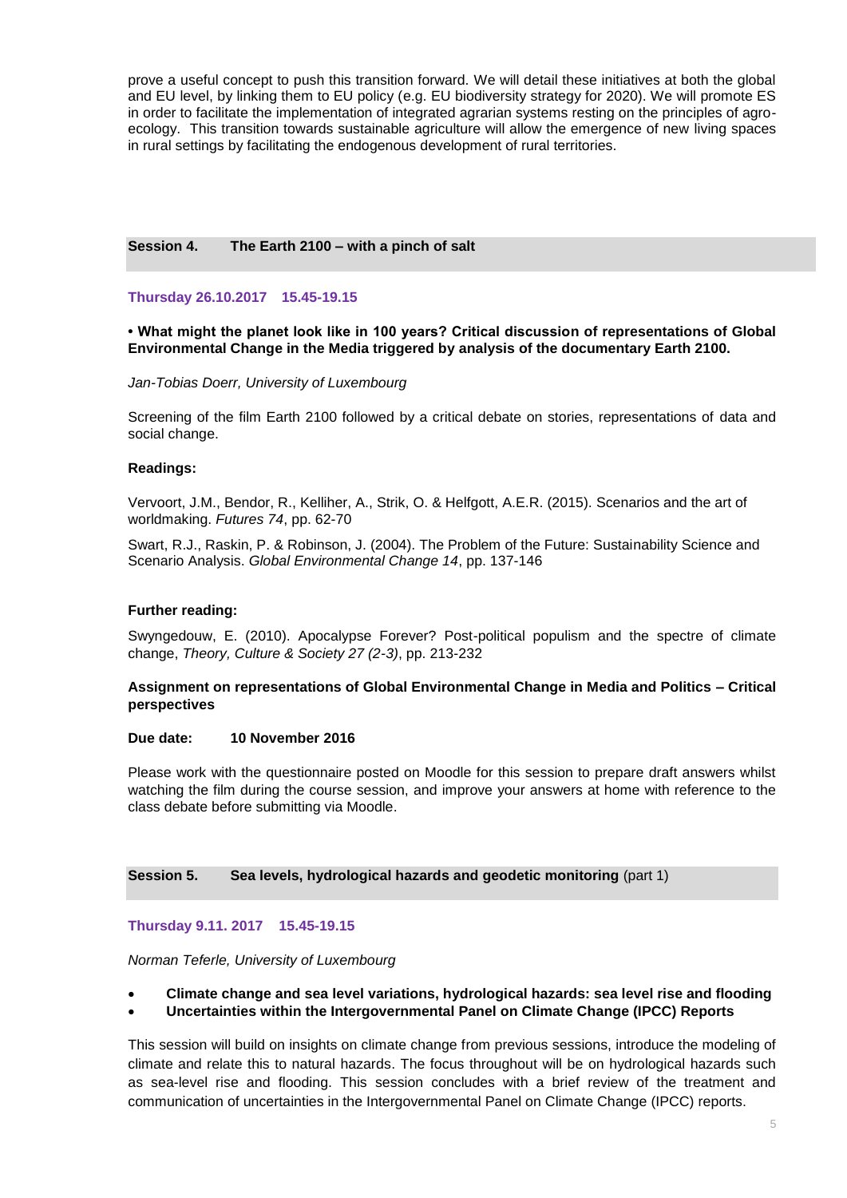prove a useful concept to push this transition forward. We will detail these initiatives at both the global and EU level, by linking them to EU policy (e.g. EU biodiversity strategy for 2020). We will promote ES in order to facilitate the implementation of integrated agrarian systems resting on the principles of agro-ecology. This transition towards sustainable agriculture will allow the emergence of new living spaces in rural settings by facilitating the endogenous development of rural territories.

## Session 4. The Earth 2100 – with a pinch of salt

**Thursday 26.10.2017 15.45-19.15**

**• What might the planet look like in 100 years? Critical discussion of representations of Global Environmental Change in the Media triggered by analysis of the documentary Earth 2100.**

*Jan-Tobias Doerr, University of Luxembourg*

Screening of the film Earth 2100 followed by a critical debate on stories, representations of data and social change.

**Readings:**

Vervoort, J.M., Bendor, R., Kelliher, A., Strik, O. & Helfgott, A.E.R. (2015). Scenarios and the art of worldmaking. *Futures 74*, pp. 62-70

Swart, R.J., Raskin, P. & Robinson, J. (2004). The Problem of the Future: Sustainability Science and Scenario Analysis. *Global Environmental Change 14*, pp. 137-146

**Further reading:**

Swyngedouw, E. (2010). Apocalypse Forever? Post-political populism and the spectre of climate change, *Theory, Culture & Society 27 (2-3)*, pp. 213-232

**Assignment on representations of Global Environmental Change in Media and Politics – Critical perspectives**

**Due date: 10 November 2016**

Please work with the questionnaire posted on Moodle for this session to prepare draft answers whilst watching the film during the course session, and improve your answers at home with reference to the class debate before submitting via Moodle.

## Session 5. Sea levels, hydrological hazards and geodetic monitoring (part 1)

**Thursday 9.11. 2017 15.45-19.15**

*Norman Teferle, University of Luxembourg*

- **Climate change and sea level variations, hydrological hazards: sea level rise and flooding**
- **Uncertainties within the Intergovernmental Panel on Climate Change (IPCC) Reports**

This session will build on insights on climate change from previous sessions, introduce the modeling of climate and relate this to natural hazards. The focus throughout will be on hydrological hazards such as sea-level rise and flooding. This session concludes with a brief review of the treatment and communication of uncertainties in the Intergovernmental Panel on Climate Change (IPCC) reports.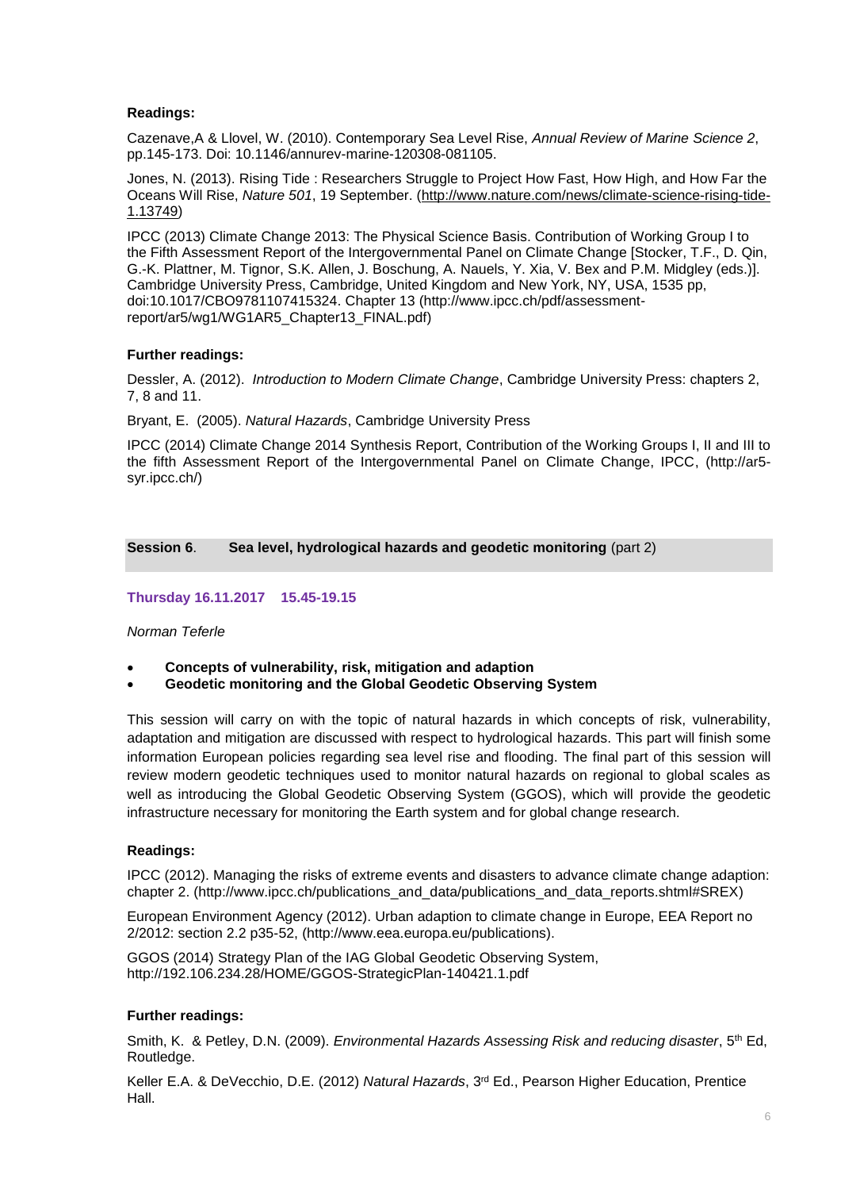**Readings:**

Cazenave,A & Llovel, W. (2010). Contemporary Sea Level Rise, *Annual Review of Marine Science 2*, pp.145-173. Doi: 10.1146/annurev-marine-120308-081105.

Jones, N. (2013). Rising Tide : Researchers Struggle to Project How Fast, How High, and How Far the Oceans Will Rise, *Nature 501*, 19 September. (http://www.nature.com/news/climate-science-rising-tide-1.13749)

IPCC (2013) Climate Change 2013: The Physical Science Basis. Contribution of Working Group I to the Fifth Assessment Report of the Intergovernmental Panel on Climate Change [Stocker, T.F., D. Qin, G.-K. Plattner, M. Tignor, S.K. Allen, J. Boschung, A. Nauels, Y. Xia, V. Bex and P.M. Midgley (eds.)]. Cambridge University Press, Cambridge, United Kingdom and New York, NY, USA, 1535 pp, doi:10.1017/CBO9781107415324. Chapter 13 (http://www.ipcc.ch/pdf/assessment-report/ar5/wg1/WG1AR5_Chapter13_FINAL.pdf)

**Further readings:**

Dessler, A. (2012). *Introduction to Modern Climate Change*, Cambridge University Press: chapters 2, 7, 8 and 11.

Bryant, E. (2005). *Natural Hazards*, Cambridge University Press

IPCC (2014) Climate Change 2014 Synthesis Report, Contribution of the Working Groups I, II and III to the fifth Assessment Report of the Intergovernmental Panel on Climate Change, IPCC, (http://ar5-syr.ipcc.ch/)

## **Session 6**. **Sea level, hydrological hazards and geodetic monitoring** (part 2)

**Thursday 16.11.2017 15.45-19.15**

*Norman Teferle*

- **Concepts of vulnerability, risk, mitigation and adaption**
- **Geodetic monitoring and the Global Geodetic Observing System**

This session will carry on with the topic of natural hazards in which concepts of risk, vulnerability, adaptation and mitigation are discussed with respect to hydrological hazards. This part will finish some information European policies regarding sea level rise and flooding. The final part of this session will review modern geodetic techniques used to monitor natural hazards on regional to global scales as well as introducing the Global Geodetic Observing System (GGOS), which will provide the geodetic infrastructure necessary for monitoring the Earth system and for global change research.

**Readings:**

IPCC (2012). Managing the risks of extreme events and disasters to advance climate change adaption: chapter 2. (http://www.ipcc.ch/publications_and_data/publications_and_data_reports.shtml#SREX)

European Environment Agency (2012). Urban adaption to climate change in Europe, EEA Report no 2/2012: section 2.2 p35-52, (http://www.eea.europa.eu/publications).

GGOS (2014) Strategy Plan of the IAG Global Geodetic Observing System, http://192.106.234.28/HOME/GGOS-StrategicPlan-140421.1.pdf

**Further readings:**

Smith, K. & Petley, D.N. (2009). *Environmental Hazards Assessing Risk and reducing disaster*, 5th Ed, Routledge.

Keller E.A. & DeVecchio, D.E. (2012) *Natural Hazards*, 3rd Ed., Pearson Higher Education, Prentice Hall.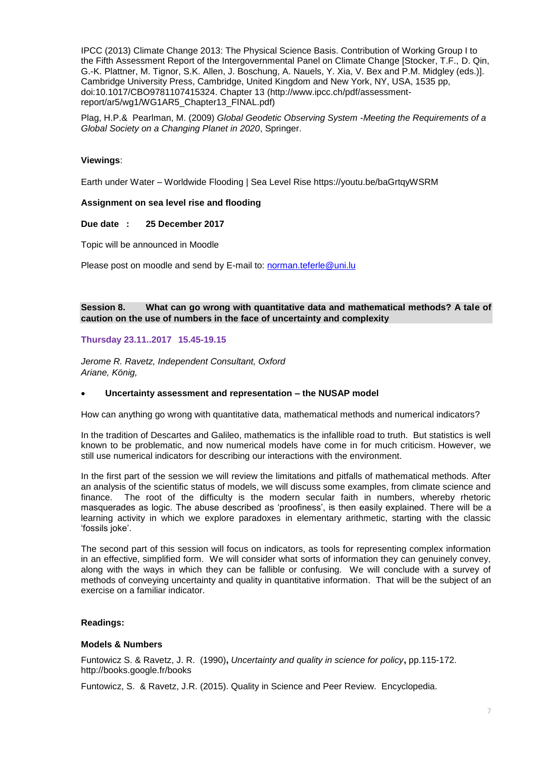IPCC (2013) Climate Change 2013: The Physical Science Basis. Contribution of Working Group I to the Fifth Assessment Report of the Intergovernmental Panel on Climate Change [Stocker, T.F., D. Qin, G.-K. Plattner, M. Tignor, S.K. Allen, J. Boschung, A. Nauels, Y. Xia, V. Bex and P.M. Midgley (eds.)]. Cambridge University Press, Cambridge, United Kingdom and New York, NY, USA, 1535 pp, doi:10.1017/CBO9781107415324. Chapter 13 (http://www.ipcc.ch/pdf/assessment-report/ar5/wg1/WG1AR5_Chapter13_FINAL.pdf)

Plag, H.P.& Pearlman, M. (2009) *Global Geodetic Observing System -Meeting the Requirements of a Global Society on a Changing Planet in 2020*, Springer.

**Viewings**:

Earth under Water – Worldwide Flooding | Sea Level Rise https://youtu.be/baGrtqyWSRM

**Assignment on sea level rise and flooding**

**Due date : 25 December 2017**

Topic will be announced in Moodle

Please post on moodle and send by E-mail to: norman.teferle@uni.lu

## Session 8. What can go wrong with quantitative data and mathematical methods? A tale of caution on the use of numbers in the face of uncertainty and complexity

**Thursday 23.11..2017 15.45-19.15**

*Jerome R. Ravetz, Independent Consultant, Oxford*
*Ariane, König,*

- **Uncertainty assessment and representation – the NUSAP model**

How can anything go wrong with quantitative data, mathematical methods and numerical indicators?

In the tradition of Descartes and Galileo, mathematics is the infallible road to truth. But statistics is well known to be problematic, and now numerical models have come in for much criticism. However, we still use numerical indicators for describing our interactions with the environment.

In the first part of the session we will review the limitations and pitfalls of mathematical methods. After an analysis of the scientific status of models, we will discuss some examples, from climate science and finance. The root of the difficulty is the modern secular faith in numbers, whereby rhetoric masquerades as logic. The abuse described as 'proofiness', is then easily explained. There will be a learning activity in which we explore paradoxes in elementary arithmetic, starting with the classic 'fossils joke'.

The second part of this session will focus on indicators, as tools for representing complex information in an effective, simplified form. We will consider what sorts of information they can genuinely convey, along with the ways in which they can be fallible or confusing. We will conclude with a survey of methods of conveying uncertainty and quality in quantitative information. That will be the subject of an exercise on a familiar indicator.

**Readings:**

**Models & Numbers**

Funtowicz S. & Ravetz, J. R. (1990)**,** *Uncertainty and quality in science for policy***,** pp.115-172. http://books.google.fr/books

Funtowicz, S. & Ravetz, J.R. (2015). Quality in Science and Peer Review. Encyclopedia.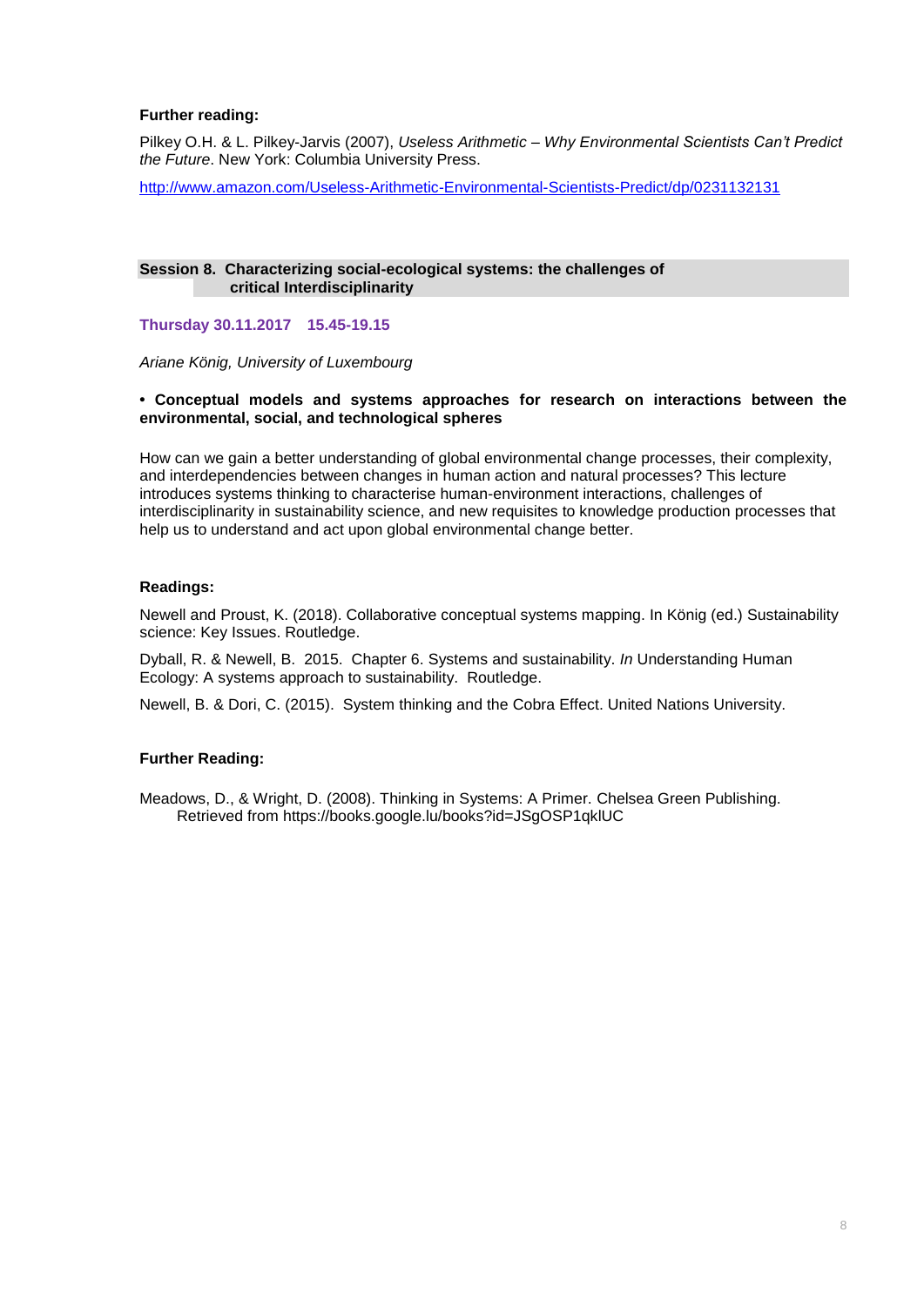**Further reading:**

Pilkey O.H. & L. Pilkey-Jarvis (2007), *Useless Arithmetic – Why Environmental Scientists Can't Predict the Future*. New York: Columbia University Press.

http://www.amazon.com/Useless-Arithmetic-Environmental-Scientists-Predict/dp/0231132131

## Session 8. Characterizing social-ecological systems: the challenges of critical Interdisciplinarity

**Thursday 30.11.2017 15.45-19.15**

*Ariane König, University of Luxembourg*

**• Conceptual models and systems approaches for research on interactions between the environmental, social, and technological spheres**

How can we gain a better understanding of global environmental change processes, their complexity, and interdependencies between changes in human action and natural processes? This lecture introduces systems thinking to characterise human-environment interactions, challenges of interdisciplinarity in sustainability science, and new requisites to knowledge production processes that help us to understand and act upon global environmental change better.

**Readings:**

Newell and Proust, K. (2018). Collaborative conceptual systems mapping. In König (ed.) Sustainability science: Key Issues. Routledge.

Dyball, R. & Newell, B. 2015. Chapter 6. Systems and sustainability. *In* Understanding Human Ecology: A systems approach to sustainability. Routledge.

Newell, B. & Dori, C. (2015). System thinking and the Cobra Effect. United Nations University.

**Further Reading:**

Meadows, D., & Wright, D. (2008). Thinking in Systems: A Primer. Chelsea Green Publishing. Retrieved from https://books.google.lu/books?id=JSgOSP1qklUC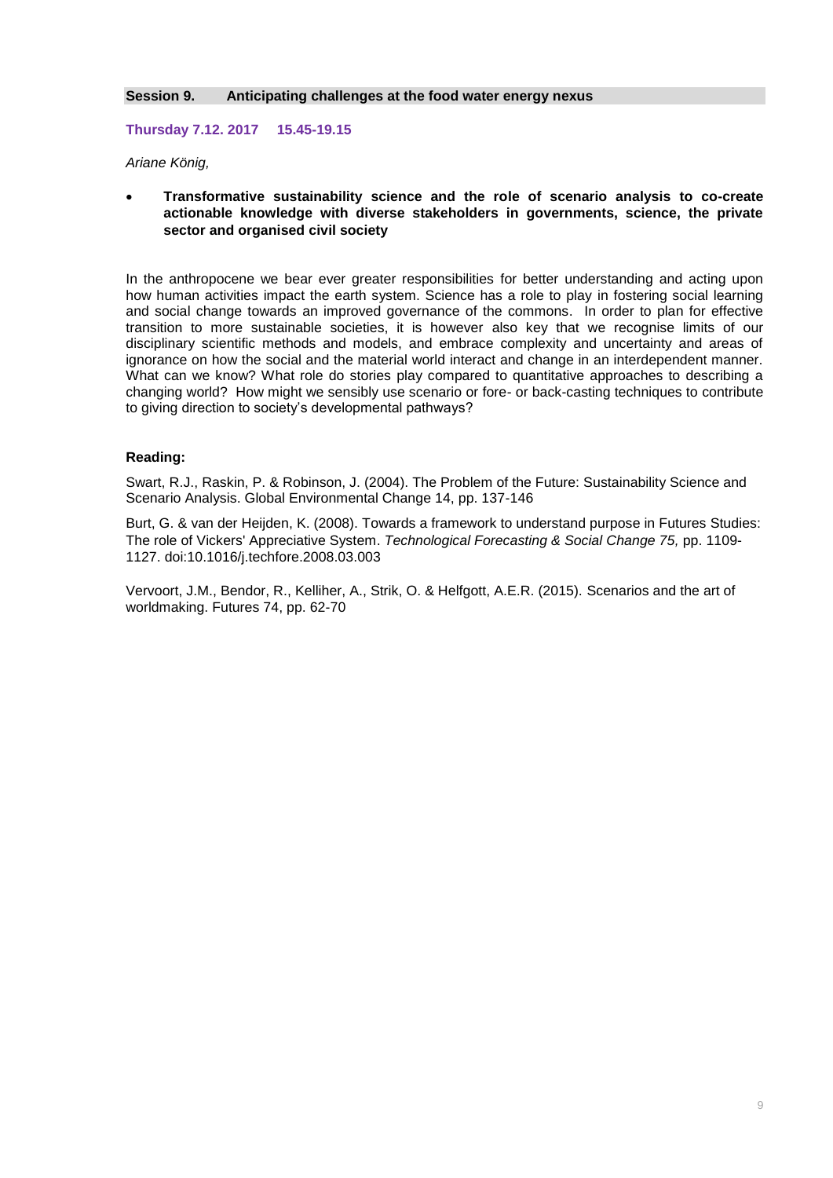## Session 9. Anticipating challenges at the food water energy nexus

**Thursday 7.12. 2017 15.45-19.15**

*Ariane König,*

- **Transformative sustainability science and the role of scenario analysis to co-create actionable knowledge with diverse stakeholders in governments, science, the private sector and organised civil society**

In the anthropocene we bear ever greater responsibilities for better understanding and acting upon how human activities impact the earth system. Science has a role to play in fostering social learning and social change towards an improved governance of the commons. In order to plan for effective transition to more sustainable societies, it is however also key that we recognise limits of our disciplinary scientific methods and models, and embrace complexity and uncertainty and areas of ignorance on how the social and the material world interact and change in an interdependent manner. What can we know? What role do stories play compared to quantitative approaches to describing a changing world? How might we sensibly use scenario or fore- or back-casting techniques to contribute to giving direction to society's developmental pathways?

**Reading:**

Swart, R.J., Raskin, P. & Robinson, J. (2004). The Problem of the Future: Sustainability Science and Scenario Analysis. Global Environmental Change 14, pp. 137-146

Burt, G. & van der Heijden, K. (2008). Towards a framework to understand purpose in Futures Studies: The role of Vickers' Appreciative System. *Technological Forecasting & Social Change 75,* pp. 1109-1127. doi:10.1016/j.techfore.2008.03.003

Vervoort, J.M., Bendor, R., Kelliher, A., Strik, O. & Helfgott, A.E.R. (2015). Scenarios and the art of worldmaking. Futures 74, pp. 62-70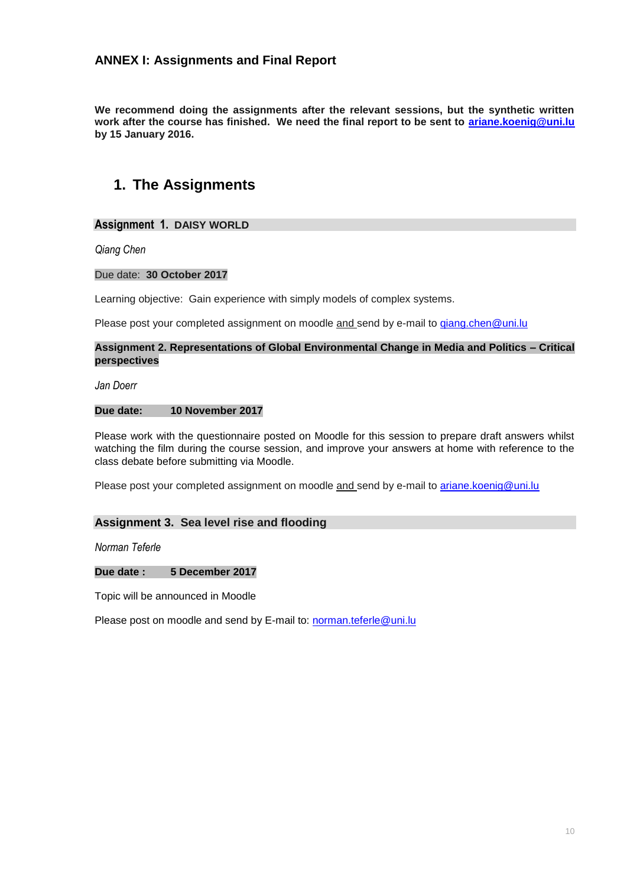## ANNEX I: Assignments and Final Report

**We recommend doing the assignments after the relevant sessions, but the synthetic written work after the course has finished. We need the final report to be sent to ariane.koenig@uni.lu by 15 January 2016.**

## 1. The Assignments

### Assignment 1. DAISY WORLD

*Qiang Chen*

Due date: **30 October 2017**

Learning objective: Gain experience with simply models of complex systems.

Please post your completed assignment on moodle and send by e-mail to qiang.chen@uni.lu

### Assignment 2. Representations of Global Environmental Change in Media and Politics – Critical perspectives

*Jan Doerr*

**Due date: 10 November 2017**

Please work with the questionnaire posted on Moodle for this session to prepare draft answers whilst watching the film during the course session, and improve your answers at home with reference to the class debate before submitting via Moodle.

Please post your completed assignment on moodle and send by e-mail to ariane.koenig@uni.lu

### Assignment 3. Sea level rise and flooding

*Norman Teferle*

**Due date : 5 December 2017**

Topic will be announced in Moodle

Please post on moodle and send by E-mail to: norman.teferle@uni.lu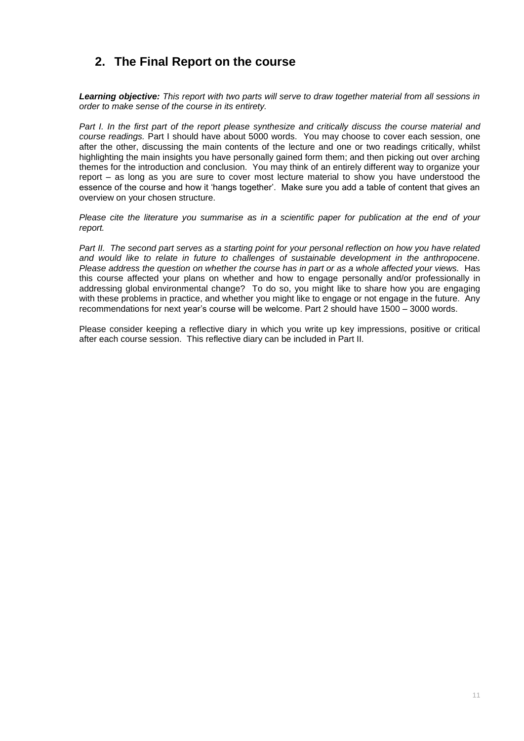## 2. The Final Report on the course

***Learning objective:*** *This report with two parts will serve to draw together material from all sessions in order to make sense of the course in its entirety.*

*Part I. In the first part of the report please synthesize and critically discuss the course material and course readings.* Part I should have about 5000 words. You may choose to cover each session, one after the other, discussing the main contents of the lecture and one or two readings critically, whilst highlighting the main insights you have personally gained form them; and then picking out over arching themes for the introduction and conclusion. You may think of an entirely different way to organize your report – as long as you are sure to cover most lecture material to show you have understood the essence of the course and how it 'hangs together'. Make sure you add a table of content that gives an overview on your chosen structure.

*Please cite the literature you summarise as in a scientific paper for publication at the end of your report.*

*Part II. The second part serves as a starting point for your personal reflection on how you have related and would like to relate in future to challenges of sustainable development in the anthropocene. Please address the question on whether the course has in part or as a whole affected your views.* Has this course affected your plans on whether and how to engage personally and/or professionally in addressing global environmental change? To do so, you might like to share how you are engaging with these problems in practice, and whether you might like to engage or not engage in the future. Any recommendations for next year's course will be welcome. Part 2 should have 1500 – 3000 words.

Please consider keeping a reflective diary in which you write up key impressions, positive or critical after each course session. This reflective diary can be included in Part II.